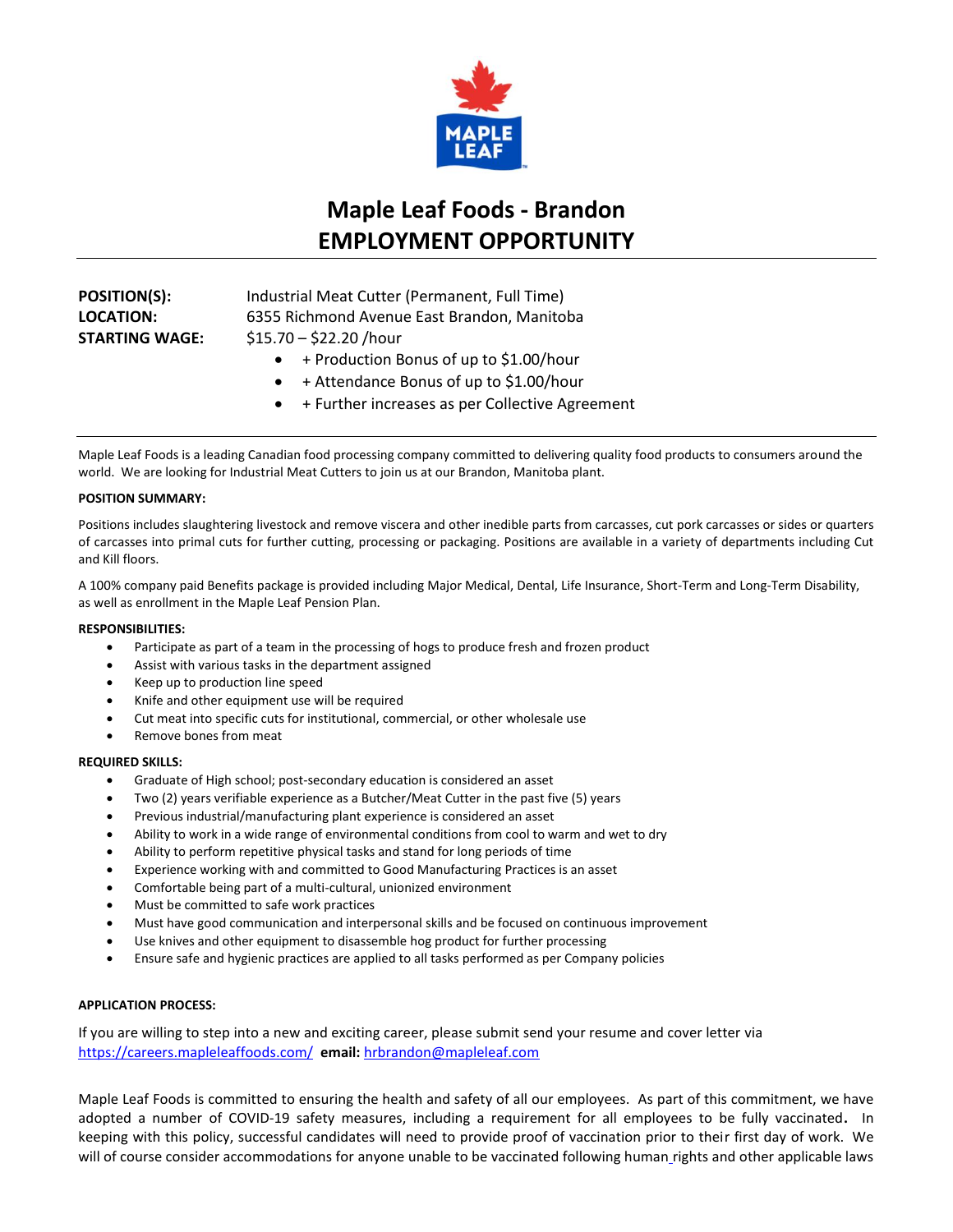# Maple Leaf Foods - Brandon
# EMPLOYMENT OPPORTUNITY

**POSITION(S):** Industrial Meat Cutter (Permanent, Full Time)
**LOCATION:** 6355 Richmond Avenue East Brandon, Manitoba
**STARTING WAGE:** $15.70 – $22.20 /hour

- + Production Bonus of up to $1.00/hour
- + Attendance Bonus of up to $1.00/hour
- + Further increases as per Collective Agreement

---

Maple Leaf Foods is a leading Canadian food processing company committed to delivering quality food products to consumers around the world. We are looking for Industrial Meat Cutters to join us at our Brandon, Manitoba plant.

**POSITION SUMMARY:**

Positions includes slaughtering livestock and remove viscera and other inedible parts from carcasses, cut pork carcasses or sides or quarters of carcasses into primal cuts for further cutting, processing or packaging. Positions are available in a variety of departments including Cut and Kill floors.

A 100% company paid Benefits package is provided including Major Medical, Dental, Life Insurance, Short-Term and Long-Term Disability, as well as enrollment in the Maple Leaf Pension Plan.

**RESPONSIBILITIES:**

- Participate as part of a team in the processing of hogs to produce fresh and frozen product
- Assist with various tasks in the department assigned
- Keep up to production line speed
- Knife and other equipment use will be required
- Cut meat into specific cuts for institutional, commercial, or other wholesale use
- Remove bones from meat

**REQUIRED SKILLS:**

- Graduate of High school; post-secondary education is considered an asset
- Two (2) years verifiable experience as a Butcher/Meat Cutter in the past five (5) years
- Previous industrial/manufacturing plant experience is considered an asset
- Ability to work in a wide range of environmental conditions from cool to warm and wet to dry
- Ability to perform repetitive physical tasks and stand for long periods of time
- Experience working with and committed to Good Manufacturing Practices is an asset
- Comfortable being part of a multi-cultural, unionized environment
- Must be committed to safe work practices
- Must have good communication and interpersonal skills and be focused on continuous improvement
- Use knives and other equipment to disassemble hog product for further processing
- Ensure safe and hygienic practices are applied to all tasks performed as per Company policies

**APPLICATION PROCESS:**

If you are willing to step into a new and exciting career, please submit send your resume and cover letter via https://careers.mapleleaffoods.com/ **email:** hrbrandon@mapleleaf.com

Maple Leaf Foods is committed to ensuring the health and safety of all our employees. As part of this commitment, we have adopted a number of COVID-19 safety measures, including a requirement for all employees to be fully vaccinated**.** In keeping with this policy, successful candidates will need to provide proof of vaccination prior to their first day of work. We will of course consider accommodations for anyone unable to be vaccinated following human rights and other applicable laws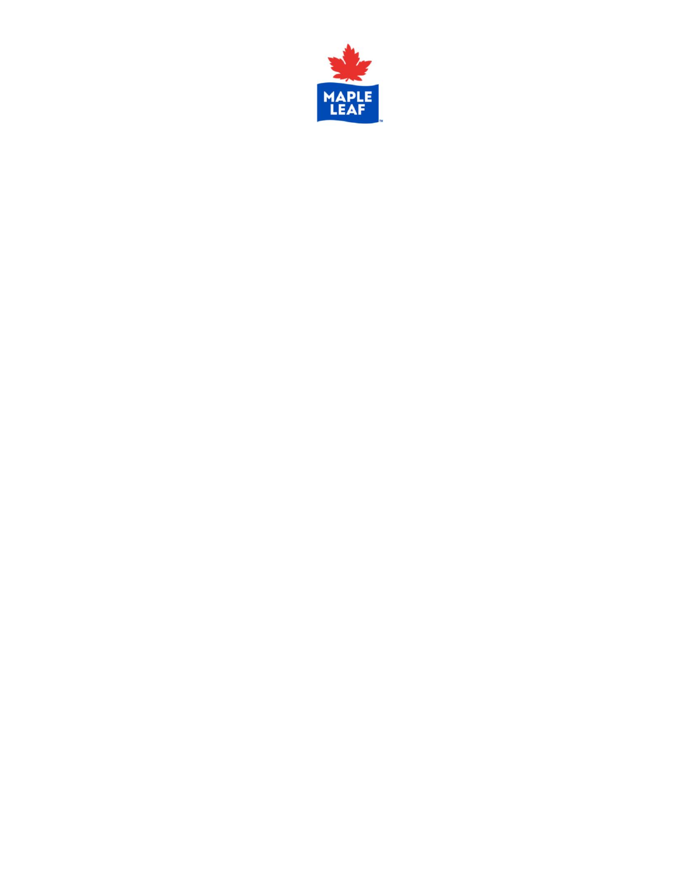MAPLE LEAF

™